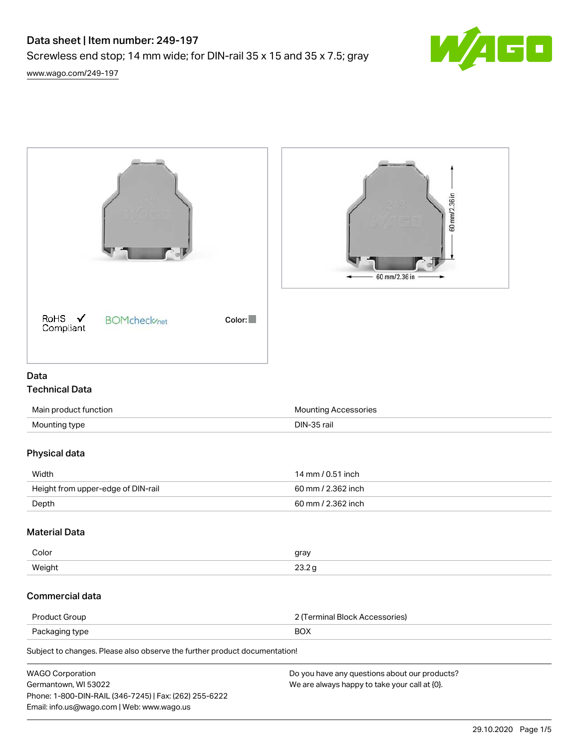# Data sheet | Item number: 249-197

Screwless end stop; 14 mm wide; for DIN-rail 35 x 15 and 35 x 7.5; gray

www.wago.com/249-197

RoHS Compliant ✓ BOMcheck.net Color:

60 mm/2.36 in

60 mm/2.36 in

## Data

### Technical Data

| | |
|---|---|
| Main product function | Mounting Accessories |
| Mounting type | DIN-35 rail |

### Physical data

| | |
|---|---|
| Width | 14 mm / 0.51 inch |
| Height from upper-edge of DIN-rail | 60 mm / 2.362 inch |
| Depth | 60 mm / 2.362 inch |

### Material Data

| | |
|---|---|
| Color | gray |
| Weight | 23.2 g |

### Commercial data

| | |
|---|---|
| Product Group | 2 (Terminal Block Accessories) |
| Packaging type | BOX |

Subject to changes. Please also observe the further product documentation!

WAGO Corporation
Germantown, WI 53022
Phone: 1-800-DIN-RAIL (346-7245) | Fax: (262) 255-6222
Email: info.us@wago.com | Web: www.wago.us

Do you have any questions about our products?
We are always happy to take your call at {0}.

29.10.2020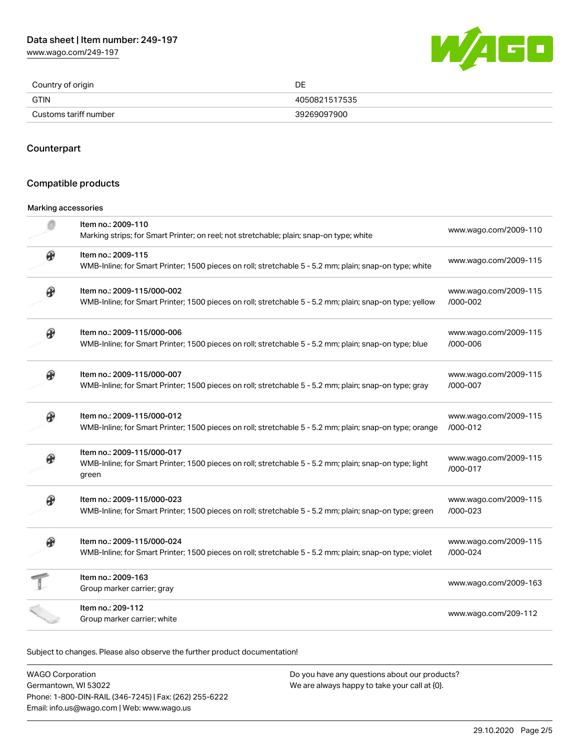| Country of origin | DE |
| --- | --- |
| GTIN | 4050821517535 |
| Customs tariff number | 39269097900 |

## Counterpart

## Compatible products

Marking accessories

| Item | Description | Link |
| --- | --- | --- |
| Item no.: 2009-110 | Marking strips; for Smart Printer; on reel; not stretchable; plain; snap-on type; white | www.wago.com/2009-110 |
| Item no.: 2009-115 | WMB-Inline; for Smart Printer; 1500 pieces on roll; stretchable 5 - 5.2 mm; plain; snap-on type; white | www.wago.com/2009-115 |
| Item no.: 2009-115/000-002 | WMB-Inline; for Smart Printer; 1500 pieces on roll; stretchable 5 - 5.2 mm; plain; snap-on type; yellow | www.wago.com/2009-115/000-002 |
| Item no.: 2009-115/000-006 | WMB-Inline; for Smart Printer; 1500 pieces on roll; stretchable 5 - 5.2 mm; plain; snap-on type; blue | www.wago.com/2009-115/000-006 |
| Item no.: 2009-115/000-007 | WMB-Inline; for Smart Printer; 1500 pieces on roll; stretchable 5 - 5.2 mm; plain; snap-on type; gray | www.wago.com/2009-115/000-007 |
| Item no.: 2009-115/000-012 | WMB-Inline; for Smart Printer; 1500 pieces on roll; stretchable 5 - 5.2 mm; plain; snap-on type; orange | www.wago.com/2009-115/000-012 |
| Item no.: 2009-115/000-017 | WMB-Inline; for Smart Printer; 1500 pieces on roll; stretchable 5 - 5.2 mm; plain; snap-on type; light green | www.wago.com/2009-115/000-017 |
| Item no.: 2009-115/000-023 | WMB-Inline; for Smart Printer; 1500 pieces on roll; stretchable 5 - 5.2 mm; plain; snap-on type; green | www.wago.com/2009-115/000-023 |
| Item no.: 2009-115/000-024 | WMB-Inline; for Smart Printer; 1500 pieces on roll; stretchable 5 - 5.2 mm; plain; snap-on type; violet | www.wago.com/2009-115/000-024 |
| Item no.: 2009-163 | Group marker carrier; gray | www.wago.com/2009-163 |
| Item no.: 209-112 | Group marker carrier; white | www.wago.com/209-112 |

Subject to changes. Please also observe the further product documentation!

WAGO Corporation
Germantown, WI 53022
Phone: 1-800-DIN-RAIL (346-7245) | Fax: (262) 255-6222
Email: info.us@wago.com | Web: www.wago.us

Do you have any questions about our products?
We are always happy to take your call at {0}.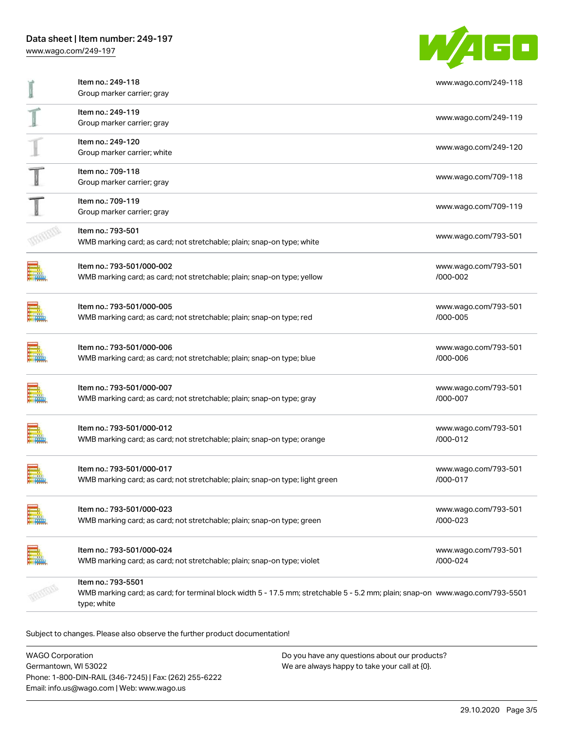| Item | URL |
|---|---|
| Item no.: 249-118<br>Group marker carrier; gray | www.wago.com/249-118 |
| Item no.: 249-119<br>Group marker carrier; gray | www.wago.com/249-119 |
| Item no.: 249-120<br>Group marker carrier; white | www.wago.com/249-120 |
| Item no.: 709-118<br>Group marker carrier; gray | www.wago.com/709-118 |
| Item no.: 709-119<br>Group marker carrier; gray | www.wago.com/709-119 |
| Item no.: 793-501<br>WMB marking card; as card; not stretchable; plain; snap-on type; white | www.wago.com/793-501 |
| Item no.: 793-501/000-002<br>WMB marking card; as card; not stretchable; plain; snap-on type; yellow | www.wago.com/793-501/000-002 |
| Item no.: 793-501/000-005<br>WMB marking card; as card; not stretchable; plain; snap-on type; red | www.wago.com/793-501/000-005 |
| Item no.: 793-501/000-006<br>WMB marking card; as card; not stretchable; plain; snap-on type; blue | www.wago.com/793-501/000-006 |
| Item no.: 793-501/000-007<br>WMB marking card; as card; not stretchable; plain; snap-on type; gray | www.wago.com/793-501/000-007 |
| Item no.: 793-501/000-012<br>WMB marking card; as card; not stretchable; plain; snap-on type; orange | www.wago.com/793-501/000-012 |
| Item no.: 793-501/000-017<br>WMB marking card; as card; not stretchable; plain; snap-on type; light green | www.wago.com/793-501/000-017 |
| Item no.: 793-501/000-023<br>WMB marking card; as card; not stretchable; plain; snap-on type; green | www.wago.com/793-501/000-023 |
| Item no.: 793-501/000-024<br>WMB marking card; as card; not stretchable; plain; snap-on type; violet | www.wago.com/793-501/000-024 |
| Item no.: 793-5501<br>WMB marking card; as card; for terminal block width 5 - 17.5 mm; stretchable 5 - 5.2 mm; plain; snap-on type; white | www.wago.com/793-5501 |

Subject to changes. Please also observe the further product documentation!

WAGO Corporation
Germantown, WI 53022
Phone: 1-800-DIN-RAIL (346-7245) | Fax: (262) 255-6222
Email: info.us@wago.com | Web: www.wago.us

Do you have any questions about our products?
We are always happy to take your call at {0}.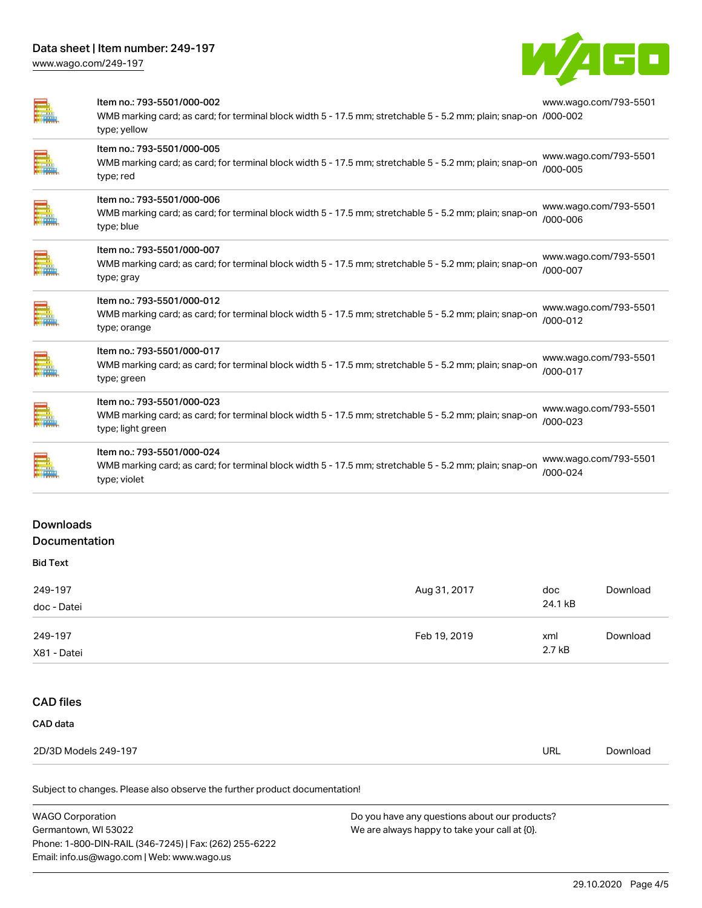| Item | Description | Link |
|---|---|---|
| Item no.: 793-5501/000-002 | WMB marking card; as card; for terminal block width 5 - 17.5 mm; stretchable 5 - 5.2 mm; plain; snap-on type; yellow | www.wago.com/793-5501/000-002 |
| Item no.: 793-5501/000-005 | WMB marking card; as card; for terminal block width 5 - 17.5 mm; stretchable 5 - 5.2 mm; plain; snap-on type; red | www.wago.com/793-5501/000-005 |
| Item no.: 793-5501/000-006 | WMB marking card; as card; for terminal block width 5 - 17.5 mm; stretchable 5 - 5.2 mm; plain; snap-on type; blue | www.wago.com/793-5501/000-006 |
| Item no.: 793-5501/000-007 | WMB marking card; as card; for terminal block width 5 - 17.5 mm; stretchable 5 - 5.2 mm; plain; snap-on type; gray | www.wago.com/793-5501/000-007 |
| Item no.: 793-5501/000-012 | WMB marking card; as card; for terminal block width 5 - 17.5 mm; stretchable 5 - 5.2 mm; plain; snap-on type; orange | www.wago.com/793-5501/000-012 |
| Item no.: 793-5501/000-017 | WMB marking card; as card; for terminal block width 5 - 17.5 mm; stretchable 5 - 5.2 mm; plain; snap-on type; green | www.wago.com/793-5501/000-017 |
| Item no.: 793-5501/000-023 | WMB marking card; as card; for terminal block width 5 - 17.5 mm; stretchable 5 - 5.2 mm; plain; snap-on type; light green | www.wago.com/793-5501/000-023 |
| Item no.: 793-5501/000-024 | WMB marking card; as card; for terminal block width 5 - 17.5 mm; stretchable 5 - 5.2 mm; plain; snap-on type; violet | www.wago.com/793-5501/000-024 |

## Downloads

## Documentation

### Bid Text

| File | Date | Format / Size | |
|---|---|---|---|
| 249-197<br>doc - Datei | Aug 31, 2017 | doc<br>24.1 kB | Download |
| 249-197<br>X81 - Datei | Feb 19, 2019 | xml<br>2.7 kB | Download |

## CAD files

### CAD data

| File | Format | |
|---|---|---|
| 2D/3D Models 249-197 | URL | Download |

Subject to changes. Please also observe the further product documentation!

WAGO Corporation
Germantown, WI 53022
Phone: 1-800-DIN-RAIL (346-7245) | Fax: (262) 255-6222
Email: info.us@wago.com | Web: www.wago.us

Do you have any questions about our products?
We are always happy to take your call at {0}.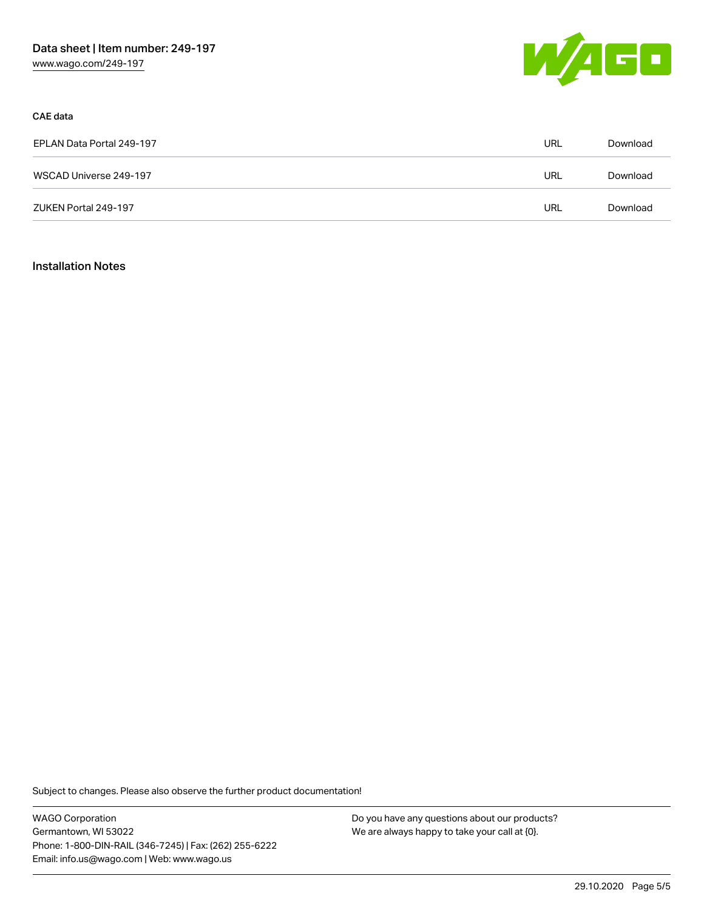CAE data

| | | |
|---|---|---|
| EPLAN Data Portal 249-197 | URL | Download |
| WSCAD Universe 249-197 | URL | Download |
| ZUKEN Portal 249-197 | URL | Download |

## Installation Notes

Subject to changes. Please also observe the further product documentation!

WAGO Corporation
Germantown, WI 53022
Phone: 1-800-DIN-RAIL (346-7245) | Fax: (262) 255-6222
Email: info.us@wago.com | Web: www.wago.us

Do you have any questions about our products?
We are always happy to take your call at {0}.